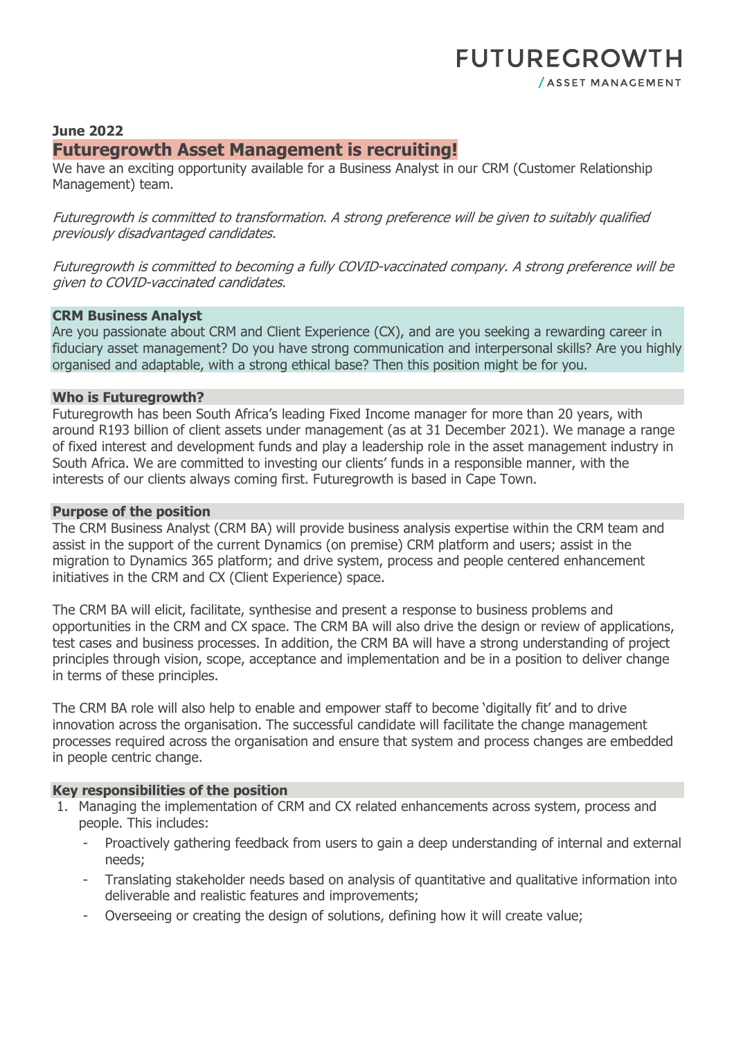FUTUREGROWTH

/ ASSET MANAGEMENT

**June 2022**

# Futuregrowth Asset Management is recruiting!

We have an exciting opportunity available for a Business Analyst in our CRM (Customer Relationship Management) team.

*Futuregrowth is committed to transformation. A strong preference will be given to suitably qualified previously disadvantaged candidates.*

*Futuregrowth is committed to becoming a fully COVID-vaccinated company. A strong preference will be given to COVID-vaccinated candidates.*

## CRM Business Analyst

Are you passionate about CRM and Client Experience (CX), and are you seeking a rewarding career in fiduciary asset management? Do you have strong communication and interpersonal skills? Are you highly organised and adaptable, with a strong ethical base? Then this position might be for you.

## Who is Futuregrowth?

Futuregrowth has been South Africa's leading Fixed Income manager for more than 20 years, with around R193 billion of client assets under management (as at 31 December 2021). We manage a range of fixed interest and development funds and play a leadership role in the asset management industry in South Africa. We are committed to investing our clients' funds in a responsible manner, with the interests of our clients always coming first. Futuregrowth is based in Cape Town.

## Purpose of the position

The CRM Business Analyst (CRM BA) will provide business analysis expertise within the CRM team and assist in the support of the current Dynamics (on premise) CRM platform and users; assist in the migration to Dynamics 365 platform; and drive system, process and people centered enhancement initiatives in the CRM and CX (Client Experience) space.

The CRM BA will elicit, facilitate, synthesise and present a response to business problems and opportunities in the CRM and CX space. The CRM BA will also drive the design or review of applications, test cases and business processes. In addition, the CRM BA will have a strong understanding of project principles through vision, scope, acceptance and implementation and be in a position to deliver change in terms of these principles.

The CRM BA role will also help to enable and empower staff to become 'digitally fit' and to drive innovation across the organisation. The successful candidate will facilitate the change management processes required across the organisation and ensure that system and process changes are embedded in people centric change.

## Key responsibilities of the position

1. Managing the implementation of CRM and CX related enhancements across system, process and people. This includes:
   - Proactively gathering feedback from users to gain a deep understanding of internal and external needs;
   - Translating stakeholder needs based on analysis of quantitative and qualitative information into deliverable and realistic features and improvements;
   - Overseeing or creating the design of solutions, defining how it will create value;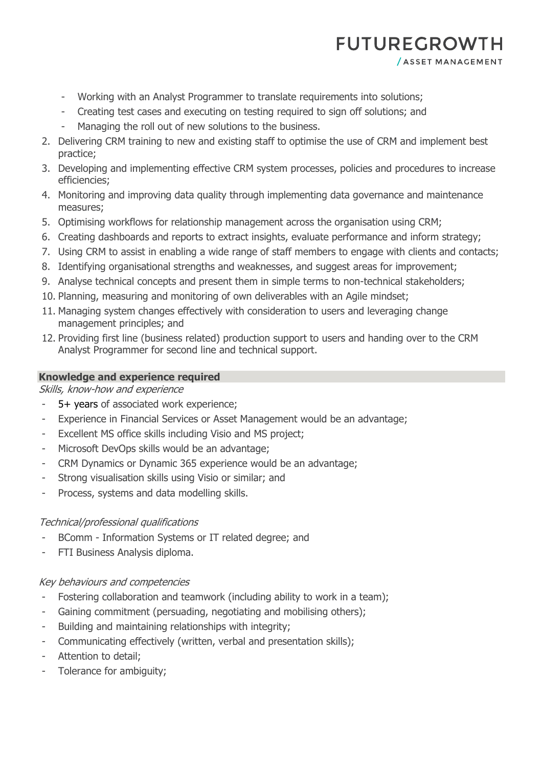- Working with an Analyst Programmer to translate requirements into solutions;
- Creating test cases and executing on testing required to sign off solutions; and
- Managing the roll out of new solutions to the business.

2. Delivering CRM training to new and existing staff to optimise the use of CRM and implement best practice;
3. Developing and implementing effective CRM system processes, policies and procedures to increase efficiencies;
4. Monitoring and improving data quality through implementing data governance and maintenance measures;
5. Optimising workflows for relationship management across the organisation using CRM;
6. Creating dashboards and reports to extract insights, evaluate performance and inform strategy;
7. Using CRM to assist in enabling a wide range of staff members to engage with clients and contacts;
8. Identifying organisational strengths and weaknesses, and suggest areas for improvement;
9. Analyse technical concepts and present them in simple terms to non-technical stakeholders;
10. Planning, measuring and monitoring of own deliverables with an Agile mindset;
11. Managing system changes effectively with consideration to users and leveraging change management principles; and
12. Providing first line (business related) production support to users and handing over to the CRM Analyst Programmer for second line and technical support.

## Knowledge and experience required

*Skills, know-how and experience*

- 5+ years of associated work experience;
- Experience in Financial Services or Asset Management would be an advantage;
- Excellent MS office skills including Visio and MS project;
- Microsoft DevOps skills would be an advantage;
- CRM Dynamics or Dynamic 365 experience would be an advantage;
- Strong visualisation skills using Visio or similar; and
- Process, systems and data modelling skills.

*Technical/professional qualifications*

- BComm - Information Systems or IT related degree; and
- FTI Business Analysis diploma.

*Key behaviours and competencies*

- Fostering collaboration and teamwork (including ability to work in a team);
- Gaining commitment (persuading, negotiating and mobilising others);
- Building and maintaining relationships with integrity;
- Communicating effectively (written, verbal and presentation skills);
- Attention to detail;
- Tolerance for ambiguity;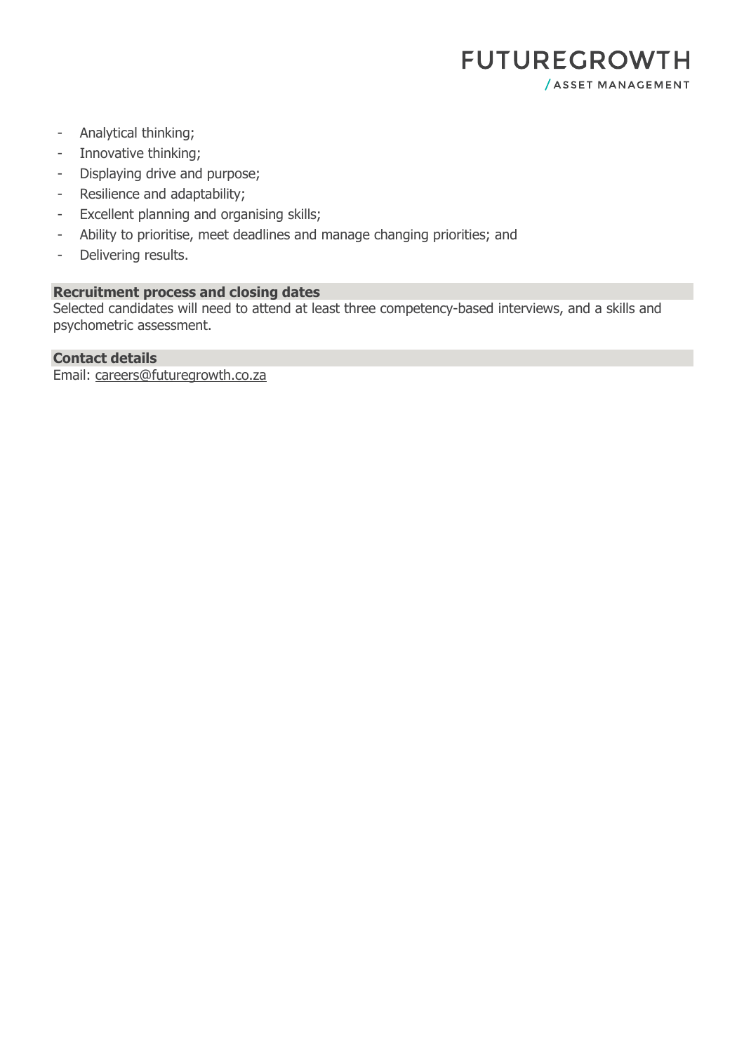- Analytical thinking;
- Innovative thinking;
- Displaying drive and purpose;
- Resilience and adaptability;
- Excellent planning and organising skills;
- Ability to prioritise, meet deadlines and manage changing priorities; and
- Delivering results.

## Recruitment process and closing dates

Selected candidates will need to attend at least three competency-based interviews, and a skills and psychometric assessment.

## Contact details

Email: careers@futuregrowth.co.za